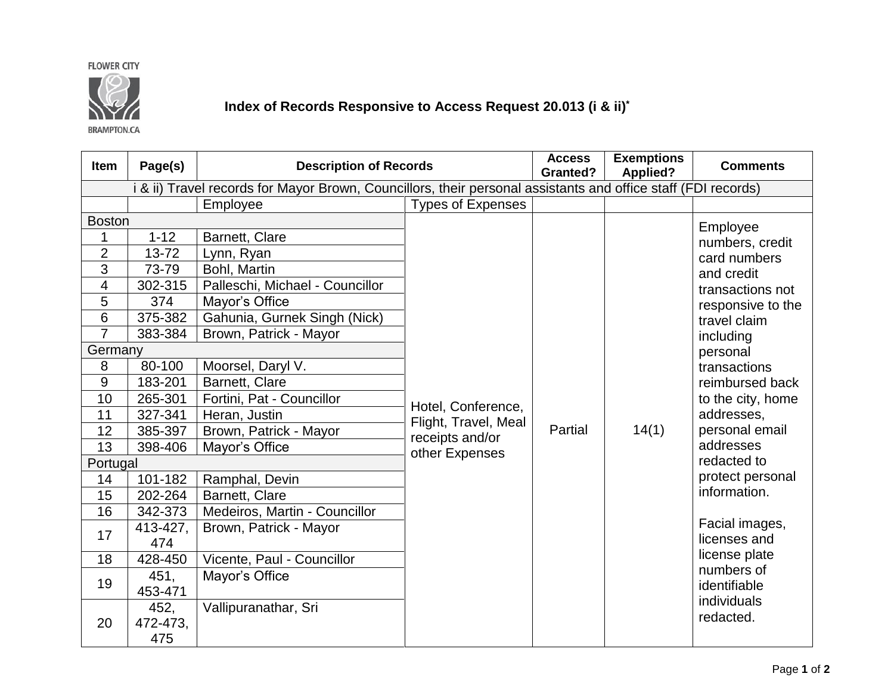FLOWER CITY

BRAMPTON.CA

# Index of Records Responsive to Access Request 20.013 (i & ii)*

| Item | Page(s) | Description of Records | | Access Granted? | Exemptions Applied? | Comments |
|---|---|---|---|---|---|---|
| i & ii) Travel records for Mayor Brown, Councillors, their personal assistants and office staff (FDI records) | | | | | | |
| | | Employee | Types of Expenses | | | |
| Boston | | | Hotel, Conference, Flight, Travel, Meal receipts and/or other Expenses | Partial | 14(1) | Employee numbers, credit card numbers and credit transactions not responsive to the travel claim including personal transactions reimbursed back to the city, home addresses, personal email addresses redacted to protect personal information.<br><br>Facial images, licenses and license plate numbers of identifiable individuals redacted. |
| 1 | 1-12 | Barnett, Clare | | | | |
| 2 | 13-72 | Lynn, Ryan | | | | |
| 3 | 73-79 | Bohl, Martin | | | | |
| 4 | 302-315 | Palleschi, Michael - Councillor | | | | |
| 5 | 374 | Mayor's Office | | | | |
| 6 | 375-382 | Gahunia, Gurnek Singh (Nick) | | | | |
| 7 | 383-384 | Brown, Patrick - Mayor | | | | |
| Germany | | | | | | |
| 8 | 80-100 | Moorsel, Daryl V. | | | | |
| 9 | 183-201 | Barnett, Clare | | | | |
| 10 | 265-301 | Fortini, Pat - Councillor | | | | |
| 11 | 327-341 | Heran, Justin | | | | |
| 12 | 385-397 | Brown, Patrick - Mayor | | | | |
| 13 | 398-406 | Mayor's Office | | | | |
| Portugal | | | | | | |
| 14 | 101-182 | Ramphal, Devin | | | | |
| 15 | 202-264 | Barnett, Clare | | | | |
| 16 | 342-373 | Medeiros, Martin - Councillor | | | | |
| 17 | 413-427, 474 | Brown, Patrick - Mayor | | | | |
| 18 | 428-450 | Vicente, Paul - Councillor | | | | |
| 19 | 451, 453-471 | Mayor's Office | | | | |
| 20 | 452, 472-473, 475 | Vallipuranathar, Sri | | | | |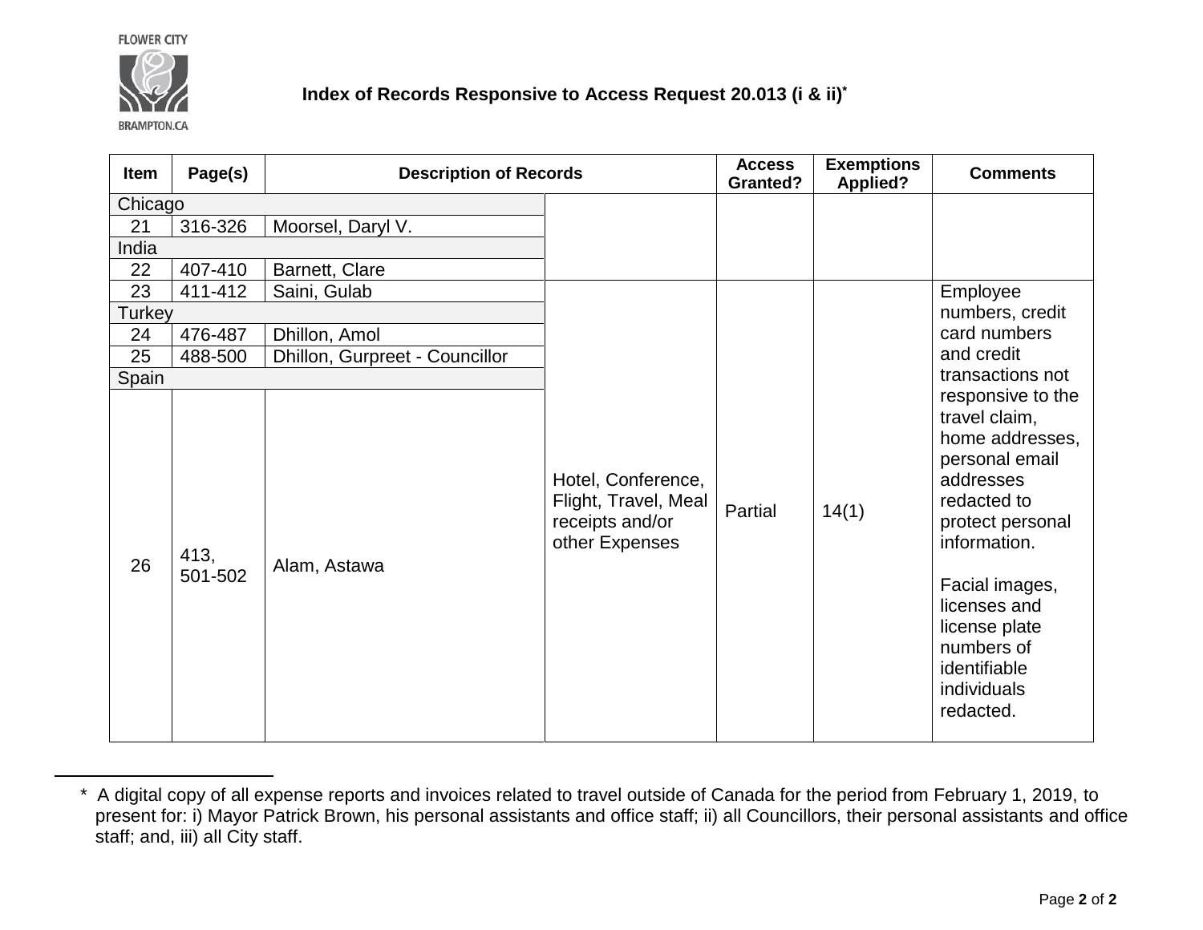**Index of Records Responsive to Access Request 20.013 (i & ii)***

| Item | Page(s) | Description of Records | | Access Granted? | Exemptions Applied? | Comments |
|---|---|---|---|---|---|---|
| Chicago | | | | | | |
| 21 | 316-326 | Moorsel, Daryl V. | | | | |
| India | | | | | | |
| 22 | 407-410 | Barnett, Clare | | | | |
| 23 | 411-412 | Saini, Gulab | Hotel, Conference, Flight, Travel, Meal receipts and/or other Expenses | Partial | 14(1) | Employee numbers, credit card numbers and credit transactions not responsive to the travel claim, home addresses, personal email addresses redacted to protect personal information. Facial images, licenses and license plate numbers of identifiable individuals redacted. |
| Turkey | | | | | | |
| 24 | 476-487 | Dhillon, Amol | | | | |
| 25 | 488-500 | Dhillon, Gurpreet - Councillor | | | | |
| Spain | | | | | | |
| 26 | 413, 501-502 | Alam, Astawa | | | | |

\* A digital copy of all expense reports and invoices related to travel outside of Canada for the period from February 1, 2019, to present for: i) Mayor Patrick Brown, his personal assistants and office staff; ii) all Councillors, their personal assistants and office staff; and, iii) all City staff.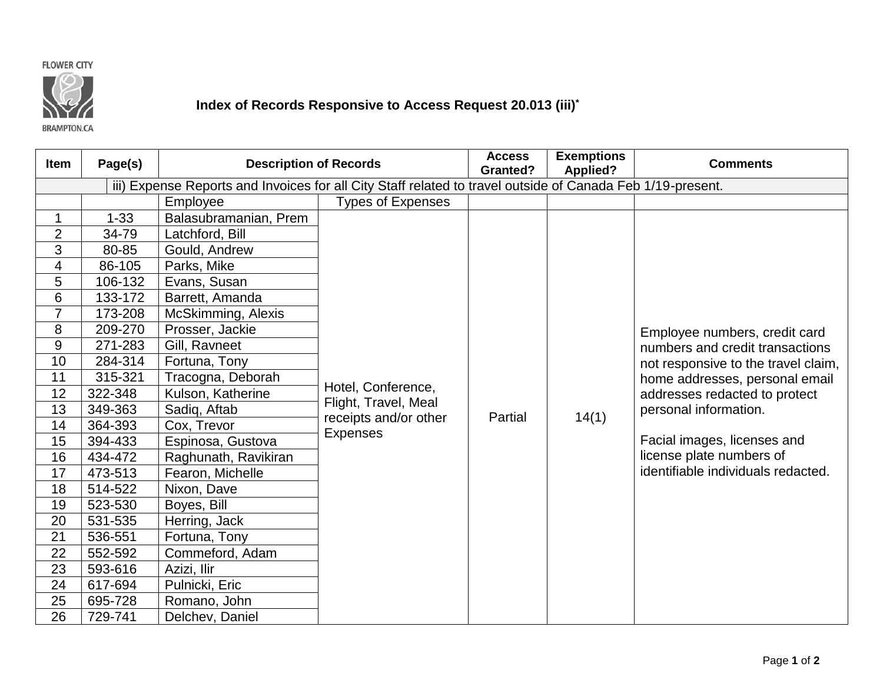FLOWER CITY

BRAMPTON.CA

## Index of Records Responsive to Access Request 20.013 (iii)*

| Item | Page(s) | Description of Records | | Access Granted? | Exemptions Applied? | Comments |
|---|---|---|---|---|---|---|
| | iii) Expense Reports and Invoices for all City Staff related to travel outside of Canada Feb 1/19-present. | | | | | |
| | | Employee | Types of Expenses | | | |
| 1 | 1-33 | Balasubramanian, Prem | Hotel, Conference, Flight, Travel, Meal receipts and/or other Expenses | Partial | 14(1) | Employee numbers, credit card numbers and credit transactions not responsive to the travel claim, home addresses, personal email addresses redacted to protect personal information. Facial images, licenses and license plate numbers of identifiable individuals redacted. |
| 2 | 34-79 | Latchford, Bill | | | | |
| 3 | 80-85 | Gould, Andrew | | | | |
| 4 | 86-105 | Parks, Mike | | | | |
| 5 | 106-132 | Evans, Susan | | | | |
| 6 | 133-172 | Barrett, Amanda | | | | |
| 7 | 173-208 | McSkimming, Alexis | | | | |
| 8 | 209-270 | Prosser, Jackie | | | | |
| 9 | 271-283 | Gill, Ravneet | | | | |
| 10 | 284-314 | Fortuna, Tony | | | | |
| 11 | 315-321 | Tracogna, Deborah | | | | |
| 12 | 322-348 | Kulson, Katherine | | | | |
| 13 | 349-363 | Sadiq, Aftab | | | | |
| 14 | 364-393 | Cox, Trevor | | | | |
| 15 | 394-433 | Espinosa, Gustova | | | | |
| 16 | 434-472 | Raghunath, Ravikiran | | | | |
| 17 | 473-513 | Fearon, Michelle | | | | |
| 18 | 514-522 | Nixon, Dave | | | | |
| 19 | 523-530 | Boyes, Bill | | | | |
| 20 | 531-535 | Herring, Jack | | | | |
| 21 | 536-551 | Fortuna, Tony | | | | |
| 22 | 552-592 | Commeford, Adam | | | | |
| 23 | 593-616 | Azizi, Ilir | | | | |
| 24 | 617-694 | Pulnicki, Eric | | | | |
| 25 | 695-728 | Romano, John | | | | |
| 26 | 729-741 | Delchev, Daniel | | | | |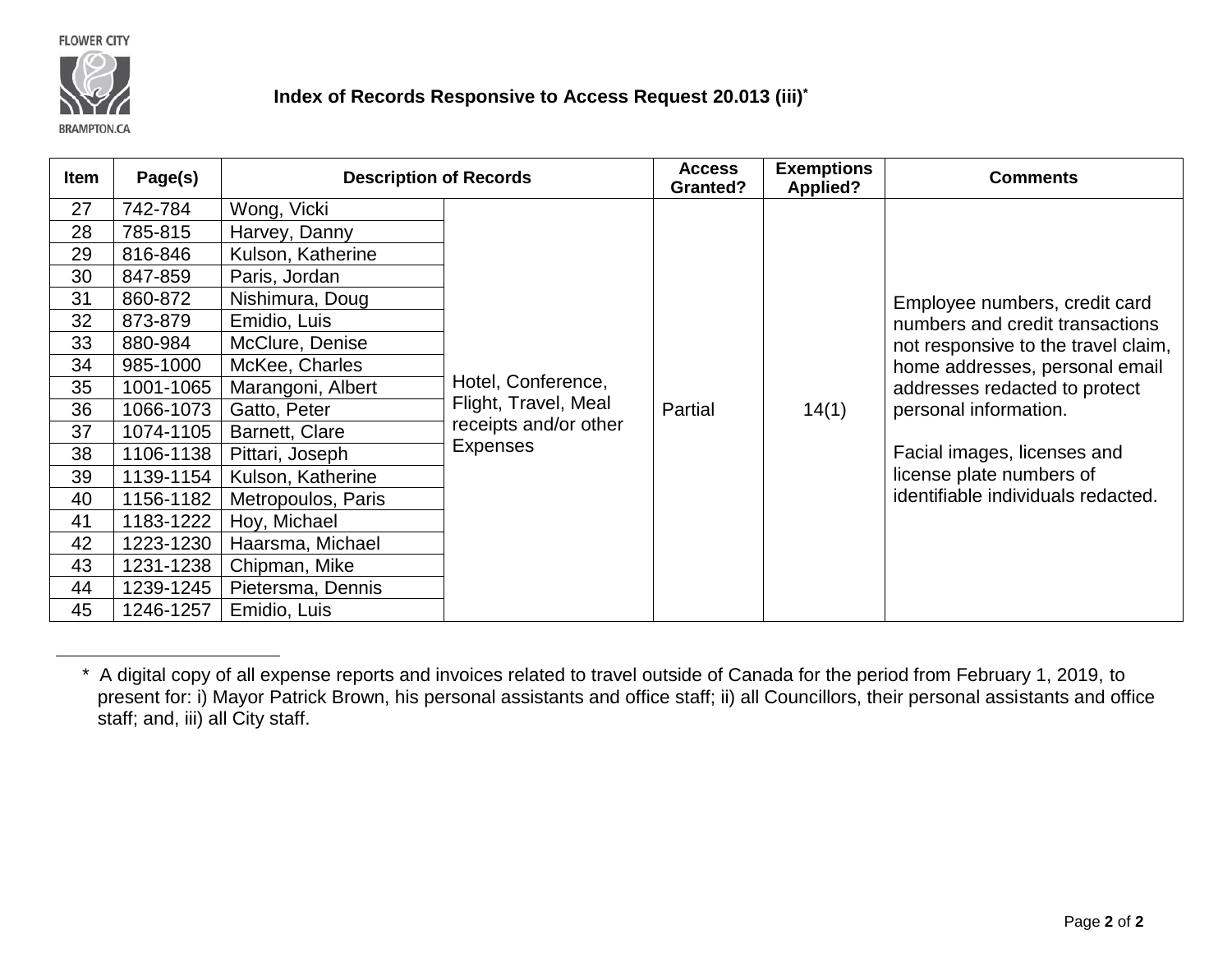FLOWER CITY

BRAMPTON.CA

## Index of Records Responsive to Access Request 20.013 (iii)*

| Item | Page(s) | Description of Records | | Access Granted? | Exemptions Applied? | Comments |
|---|---|---|---|---|---|---|
| 27 | 742-784 | Wong, Vicki | Hotel, Conference, Flight, Travel, Meal receipts and/or other Expenses | Partial | 14(1) | Employee numbers, credit card numbers and credit transactions not responsive to the travel claim, home addresses, personal email addresses redacted to protect personal information. Facial images, licenses and license plate numbers of identifiable individuals redacted. |
| 28 | 785-815 | Harvey, Danny | | | | |
| 29 | 816-846 | Kulson, Katherine | | | | |
| 30 | 847-859 | Paris, Jordan | | | | |
| 31 | 860-872 | Nishimura, Doug | | | | |
| 32 | 873-879 | Emidio, Luis | | | | |
| 33 | 880-984 | McClure, Denise | | | | |
| 34 | 985-1000 | McKee, Charles | | | | |
| 35 | 1001-1065 | Marangoni, Albert | | | | |
| 36 | 1066-1073 | Gatto, Peter | | | | |
| 37 | 1074-1105 | Barnett, Clare | | | | |
| 38 | 1106-1138 | Pittari, Joseph | | | | |
| 39 | 1139-1154 | Kulson, Katherine | | | | |
| 40 | 1156-1182 | Metropoulos, Paris | | | | |
| 41 | 1183-1222 | Hoy, Michael | | | | |
| 42 | 1223-1230 | Haarsma, Michael | | | | |
| 43 | 1231-1238 | Chipman, Mike | | | | |
| 44 | 1239-1245 | Pietersma, Dennis | | | | |
| 45 | 1246-1257 | Emidio, Luis | | | | |

\* A digital copy of all expense reports and invoices related to travel outside of Canada for the period from February 1, 2019, to present for: i) Mayor Patrick Brown, his personal assistants and office staff; ii) all Councillors, their personal assistants and office staff; and, iii) all City staff.